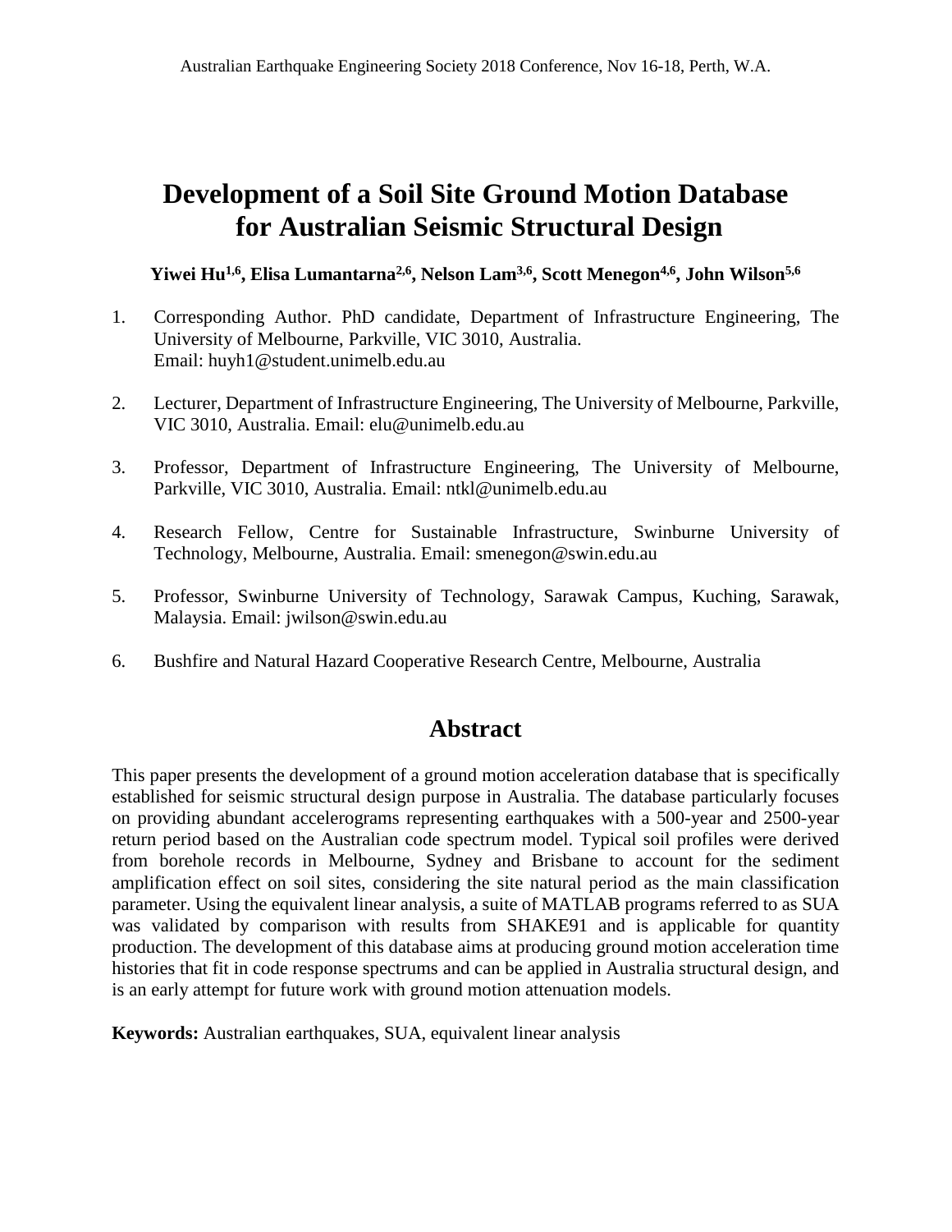# Development of a Soil Site Ground Motion Database for Australian Seismic Structural Design

**Yiwei Hu[1,6], Elisa Lumantarna[2,6], Nelson Lam[3,6], Scott Menegon[4,6], John Wilson[5,6]**

1. Corresponding Author. PhD candidate, Department of Infrastructure Engineering, The University of Melbourne, Parkville, VIC 3010, Australia.
   Email: huyh1@student.unimelb.edu.au

2. Lecturer, Department of Infrastructure Engineering, The University of Melbourne, Parkville, VIC 3010, Australia. Email: elu@unimelb.edu.au

3. Professor, Department of Infrastructure Engineering, The University of Melbourne, Parkville, VIC 3010, Australia. Email: ntkl@unimelb.edu.au

4. Research Fellow, Centre for Sustainable Infrastructure, Swinburne University of Technology, Melbourne, Australia. Email: smenegon@swin.edu.au

5. Professor, Swinburne University of Technology, Sarawak Campus, Kuching, Sarawak, Malaysia. Email: jwilson@swin.edu.au

6. Bushfire and Natural Hazard Cooperative Research Centre, Melbourne, Australia

## Abstract

This paper presents the development of a ground motion acceleration database that is specifically established for seismic structural design purpose in Australia. The database particularly focuses on providing abundant accelerograms representing earthquakes with a 500-year and 2500-year return period based on the Australian code spectrum model. Typical soil profiles were derived from borehole records in Melbourne, Sydney and Brisbane to account for the sediment amplification effect on soil sites, considering the site natural period as the main classification parameter. Using the equivalent linear analysis, a suite of MATLAB programs referred to as SUA was validated by comparison with results from SHAKE91 and is applicable for quantity production. The development of this database aims at producing ground motion acceleration time histories that fit in code response spectrums and can be applied in Australia structural design, and is an early attempt for future work with ground motion attenuation models.

**Keywords:** Australian earthquakes, SUA, equivalent linear analysis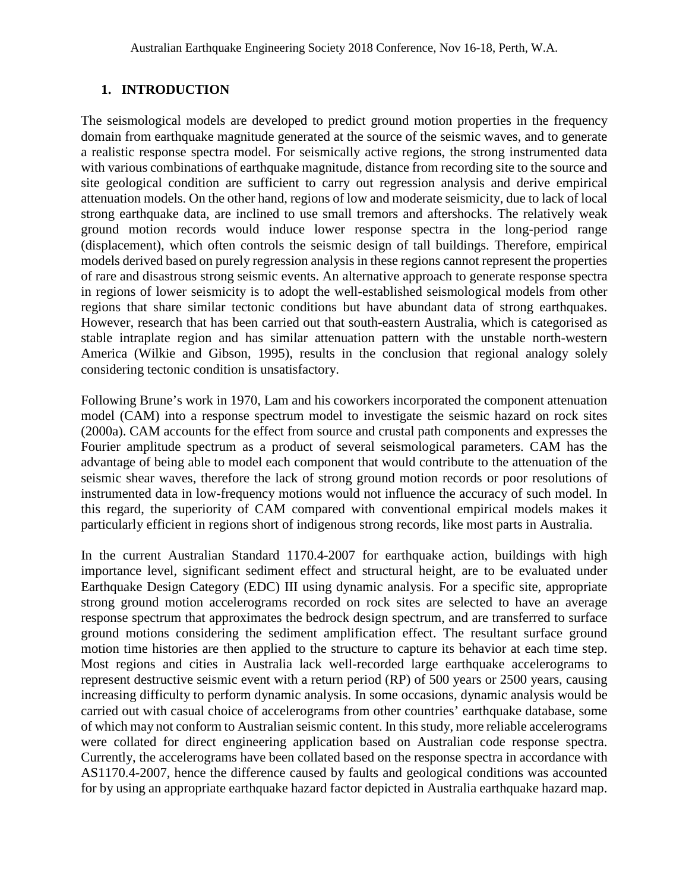## 1. INTRODUCTION

The seismological models are developed to predict ground motion properties in the frequency domain from earthquake magnitude generated at the source of the seismic waves, and to generate a realistic response spectra model. For seismically active regions, the strong instrumented data with various combinations of earthquake magnitude, distance from recording site to the source and site geological condition are sufficient to carry out regression analysis and derive empirical attenuation models. On the other hand, regions of low and moderate seismicity, due to lack of local strong earthquake data, are inclined to use small tremors and aftershocks. The relatively weak ground motion records would induce lower response spectra in the long-period range (displacement), which often controls the seismic design of tall buildings. Therefore, empirical models derived based on purely regression analysis in these regions cannot represent the properties of rare and disastrous strong seismic events. An alternative approach to generate response spectra in regions of lower seismicity is to adopt the well-established seismological models from other regions that share similar tectonic conditions but have abundant data of strong earthquakes. However, research that has been carried out that south-eastern Australia, which is categorised as stable intraplate region and has similar attenuation pattern with the unstable north-western America (Wilkie and Gibson, 1995), results in the conclusion that regional analogy solely considering tectonic condition is unsatisfactory.

Following Brune's work in 1970, Lam and his coworkers incorporated the component attenuation model (CAM) into a response spectrum model to investigate the seismic hazard on rock sites (2000a). CAM accounts for the effect from source and crustal path components and expresses the Fourier amplitude spectrum as a product of several seismological parameters. CAM has the advantage of being able to model each component that would contribute to the attenuation of the seismic shear waves, therefore the lack of strong ground motion records or poor resolutions of instrumented data in low-frequency motions would not influence the accuracy of such model. In this regard, the superiority of CAM compared with conventional empirical models makes it particularly efficient in regions short of indigenous strong records, like most parts in Australia.

In the current Australian Standard 1170.4-2007 for earthquake action, buildings with high importance level, significant sediment effect and structural height, are to be evaluated under Earthquake Design Category (EDC) III using dynamic analysis. For a specific site, appropriate strong ground motion accelerograms recorded on rock sites are selected to have an average response spectrum that approximates the bedrock design spectrum, and are transferred to surface ground motions considering the sediment amplification effect. The resultant surface ground motion time histories are then applied to the structure to capture its behavior at each time step. Most regions and cities in Australia lack well-recorded large earthquake accelerograms to represent destructive seismic event with a return period (RP) of 500 years or 2500 years, causing increasing difficulty to perform dynamic analysis. In some occasions, dynamic analysis would be carried out with casual choice of accelerograms from other countries' earthquake database, some of which may not conform to Australian seismic content. In this study, more reliable accelerograms were collated for direct engineering application based on Australian code response spectra. Currently, the accelerograms have been collated based on the response spectra in accordance with AS1170.4-2007, hence the difference caused by faults and geological conditions was accounted for by using an appropriate earthquake hazard factor depicted in Australia earthquake hazard map.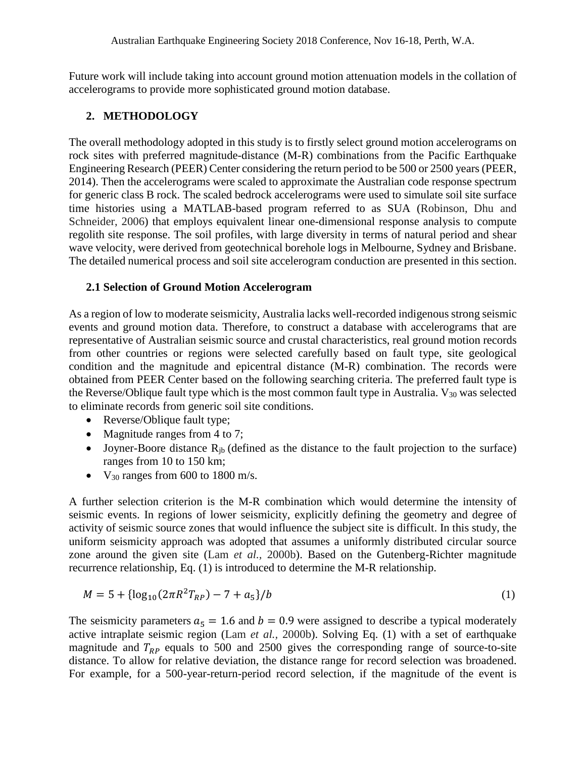Future work will include taking into account ground motion attenuation models in the collation of accelerograms to provide more sophisticated ground motion database.

## 2. METHODOLOGY

The overall methodology adopted in this study is to firstly select ground motion accelerograms on rock sites with preferred magnitude-distance (M-R) combinations from the Pacific Earthquake Engineering Research (PEER) Center considering the return period to be 500 or 2500 years (PEER, 2014). Then the accelerograms were scaled to approximate the Australian code response spectrum for generic class B rock. The scaled bedrock accelerograms were used to simulate soil site surface time histories using a MATLAB-based program referred to as SUA (Robinson, Dhu and Schneider, 2006) that employs equivalent linear one-dimensional response analysis to compute regolith site response. The soil profiles, with large diversity in terms of natural period and shear wave velocity, were derived from geotechnical borehole logs in Melbourne, Sydney and Brisbane. The detailed numerical process and soil site accelerogram conduction are presented in this section.

### 2.1 Selection of Ground Motion Accelerogram

As a region of low to moderate seismicity, Australia lacks well-recorded indigenous strong seismic events and ground motion data. Therefore, to construct a database with accelerograms that are representative of Australian seismic source and crustal characteristics, real ground motion records from other countries or regions were selected carefully based on fault type, site geological condition and the magnitude and epicentral distance (M-R) combination. The records were obtained from PEER Center based on the following searching criteria. The preferred fault type is the Reverse/Oblique fault type which is the most common fault type in Australia. $V_{30}$ was selected to eliminate records from generic soil site conditions.

- Reverse/Oblique fault type;
- Magnitude ranges from 4 to 7;
- Joyner-Boore distance $R_{jb}$ (defined as the distance to the fault projection to the surface) ranges from 10 to 150 km;
- $V_{30}$ ranges from 600 to 1800 m/s.

A further selection criterion is the M-R combination which would determine the intensity of seismic events. In regions of lower seismicity, explicitly defining the geometry and degree of activity of seismic source zones that would influence the subject site is difficult. In this study, the uniform seismicity approach was adopted that assumes a uniformly distributed circular source zone around the given site (Lam *et al.,* 2000b). Based on the Gutenberg-Richter magnitude recurrence relationship, Eq. (1) is introduced to determine the M-R relationship.

$$M = 5 + \{\log_{10}(2\pi R^2 T_{RP}) - 7 + a_5\}/b \tag{1}$$

The seismicity parameters $a_5 = 1.6$ and $b = 0.9$ were assigned to describe a typical moderately active intraplate seismic region (Lam *et al.,* 2000b). Solving Eq. (1) with a set of earthquake magnitude and $T_{RP}$ equals to 500 and 2500 gives the corresponding range of source-to-site distance. To allow for relative deviation, the distance range for record selection was broadened. For example, for a 500-year-return-period record selection, if the magnitude of the event is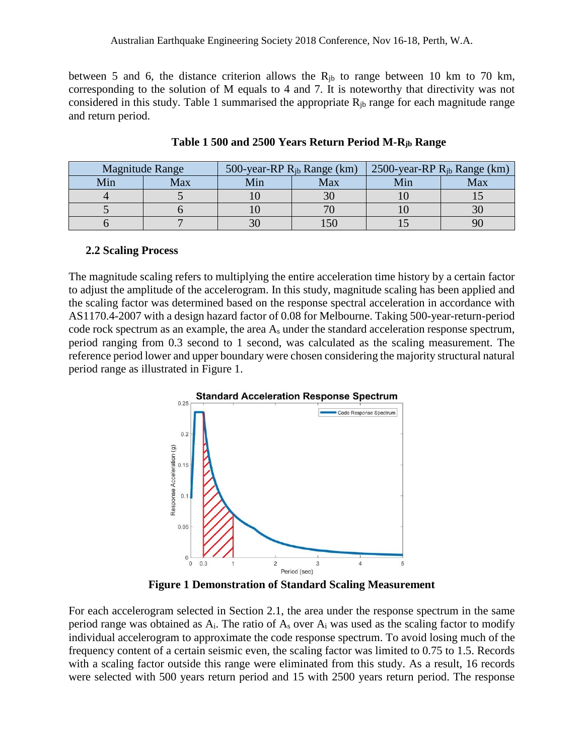between 5 and 6, the distance criterion allows the $R_{jb}$ to range between 10 km to 70 km, corresponding to the solution of M equals to 4 and 7. It is noteworthy that directivity was not considered in this study. Table 1 summarised the appropriate $R_{jb}$ range for each magnitude range and return period.

**Table 1 500 and 2500 Years Return Period M-$R_{jb}$ Range**

| Magnitude Range | | 500-year-RP $R_{jb}$ Range (km) | | 2500-year-RP $R_{jb}$ Range (km) | |
|---|---|---|---|---|---|
| Min | Max | Min | Max | Min | Max |
| 4 | 5 | 10 | 30 | 10 | 15 |
| 5 | 6 | 10 | 70 | 10 | 30 |
| 6 | 7 | 30 | 150 | 15 | 90 |

### 2.2 Scaling Process

The magnitude scaling refers to multiplying the entire acceleration time history by a certain factor to adjust the amplitude of the accelerogram. In this study, magnitude scaling has been applied and the scaling factor was determined based on the response spectral acceleration in accordance with AS1170.4-2007 with a design hazard factor of 0.08 for Melbourne. Taking 500-year-return-period code rock spectrum as an example, the area $A_s$ under the standard acceleration response spectrum, period ranging from 0.3 second to 1 second, was calculated as the scaling measurement. The reference period lower and upper boundary were chosen considering the majority structural natural period range as illustrated in Figure 1.

**Figure 1 Demonstration of Standard Scaling Measurement**

For each accelerogram selected in Section 2.1, the area under the response spectrum in the same period range was obtained as $A_i$. The ratio of $A_s$ over $A_i$ was used as the scaling factor to modify individual accelerogram to approximate the code response spectrum. To avoid losing much of the frequency content of a certain seismic even, the scaling factor was limited to 0.75 to 1.5. Records with a scaling factor outside this range were eliminated from this study. As a result, 16 records were selected with 500 years return period and 15 with 2500 years return period. The response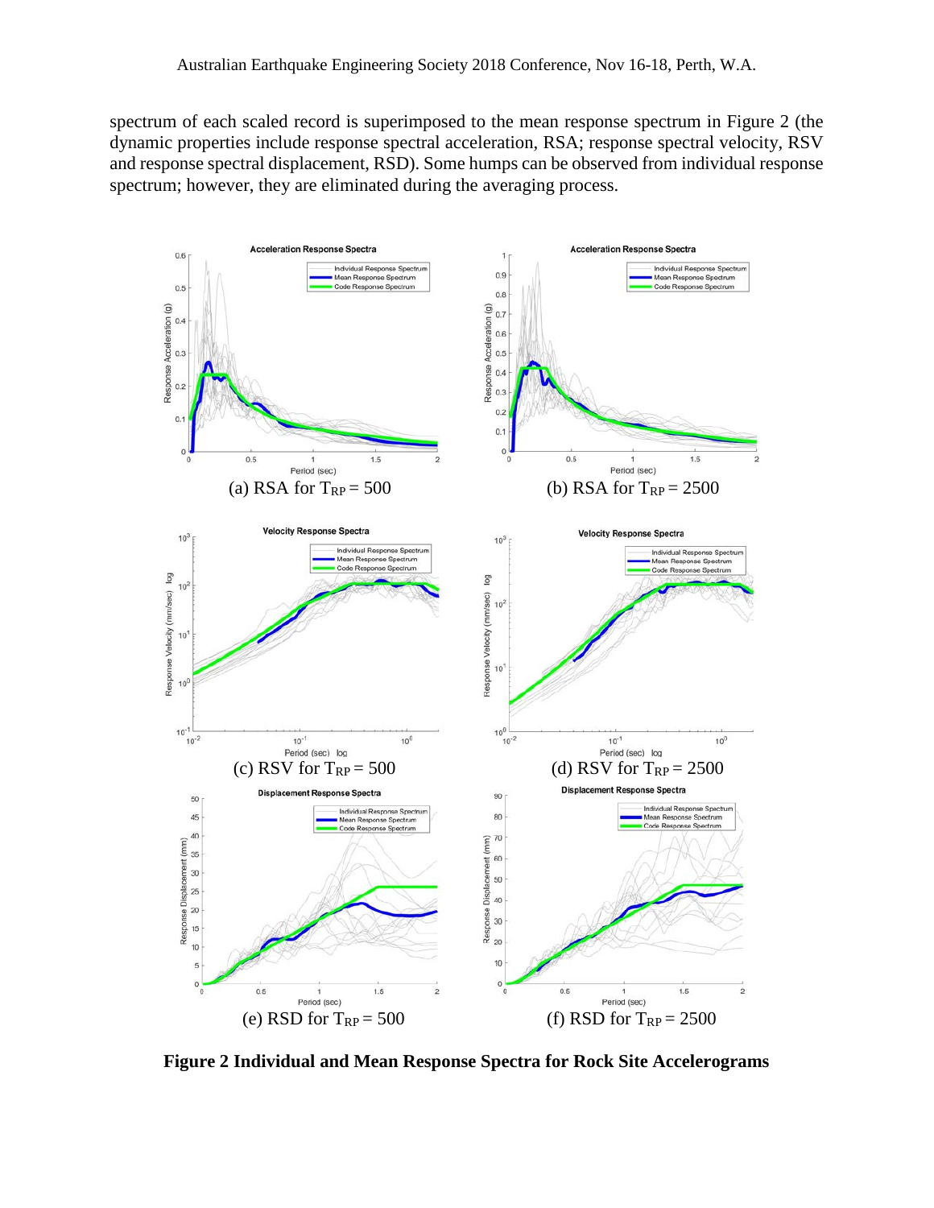spectrum of each scaled record is superimposed to the mean response spectrum in Figure 2 (the dynamic properties include response spectral acceleration, RSA; response spectral velocity, RSV and response spectral displacement, RSD). Some humps can be observed from individual response spectrum; however, they are eliminated during the averaging process.

(a) RSA for $T_{RP} = 500$

(b) RSA for $T_{RP} = 2500$

(c) RSV for $T_{RP} = 500$

(d) RSV for $T_{RP} = 2500$

(e) RSD for $T_{RP} = 500$

(f) RSD for $T_{RP} = 2500$

**Figure 2 Individual and Mean Response Spectra for Rock Site Accelerograms**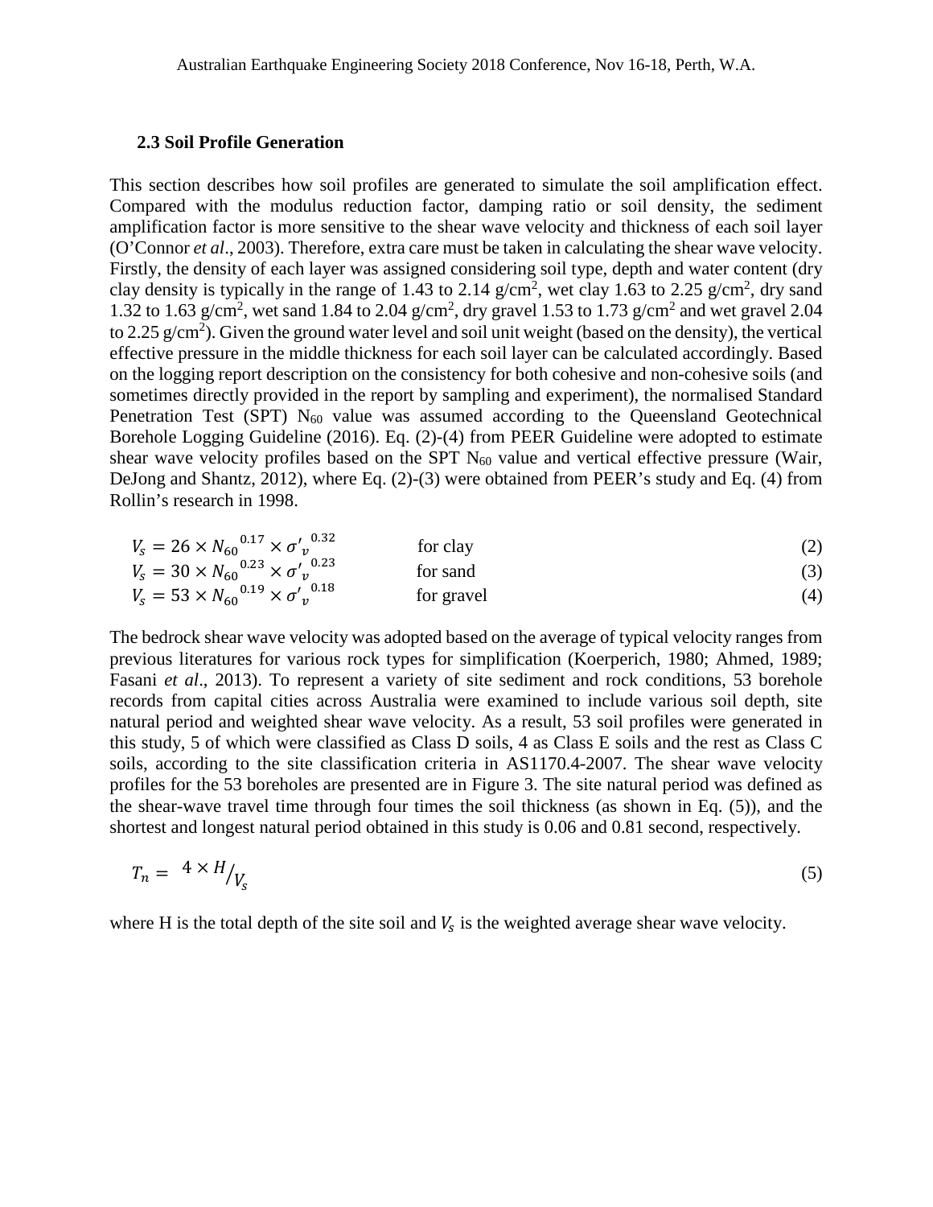### 2.3 Soil Profile Generation

This section describes how soil profiles are generated to simulate the soil amplification effect. Compared with the modulus reduction factor, damping ratio or soil density, the sediment amplification factor is more sensitive to the shear wave velocity and thickness of each soil layer (O'Connor *et al*., 2003). Therefore, extra care must be taken in calculating the shear wave velocity. Firstly, the density of each layer was assigned considering soil type, depth and water content (dry clay density is typically in the range of 1.43 to 2.14 g/cm$^2$, wet clay 1.63 to 2.25 g/cm$^2$, dry sand 1.32 to 1.63 g/cm$^2$, wet sand 1.84 to 2.04 g/cm$^2$, dry gravel 1.53 to 1.73 g/cm$^2$ and wet gravel 2.04 to 2.25 g/cm$^2$). Given the ground water level and soil unit weight (based on the density), the vertical effective pressure in the middle thickness for each soil layer can be calculated accordingly. Based on the logging report description on the consistency for both cohesive and non-cohesive soils (and sometimes directly provided in the report by sampling and experiment), the normalised Standard Penetration Test (SPT) $N_{60}$ value was assumed according to the Queensland Geotechnical Borehole Logging Guideline (2016). Eq. (2)-(4) from PEER Guideline were adopted to estimate shear wave velocity profiles based on the SPT $N_{60}$ value and vertical effective pressure (Wair, DeJong and Shantz, 2012), where Eq. (2)-(3) were obtained from PEER's study and Eq. (4) from Rollin's research in 1998.

$$V_s = 26 \times {N_{60}}^{0.17} \times {\sigma'_v}^{0.32} \quad \text{for clay} \tag{2}$$

$$V_s = 30 \times {N_{60}}^{0.23} \times {\sigma'_v}^{0.23} \quad \text{for sand} \tag{3}$$

$$V_s = 53 \times {N_{60}}^{0.19} \times {\sigma'_v}^{0.18} \quad \text{for gravel} \tag{4}$$

The bedrock shear wave velocity was adopted based on the average of typical velocity ranges from previous literatures for various rock types for simplification (Koerperich, 1980; Ahmed, 1989; Fasani *et al*., 2013). To represent a variety of site sediment and rock conditions, 53 borehole records from capital cities across Australia were examined to include various soil depth, site natural period and weighted shear wave velocity. As a result, 53 soil profiles were generated in this study, 5 of which were classified as Class D soils, 4 as Class E soils and the rest as Class C soils, according to the site classification criteria in AS1170.4-2007. The shear wave velocity profiles for the 53 boreholes are presented are in Figure 3. The site natural period was defined as the shear-wave travel time through four times the soil thickness (as shown in Eq. (5)), and the shortest and longest natural period obtained in this study is 0.06 and 0.81 second, respectively.

$$T_n = {4 \times H}/{V_s} \tag{5}$$

where H is the total depth of the site soil and $V_s$ is the weighted average shear wave velocity.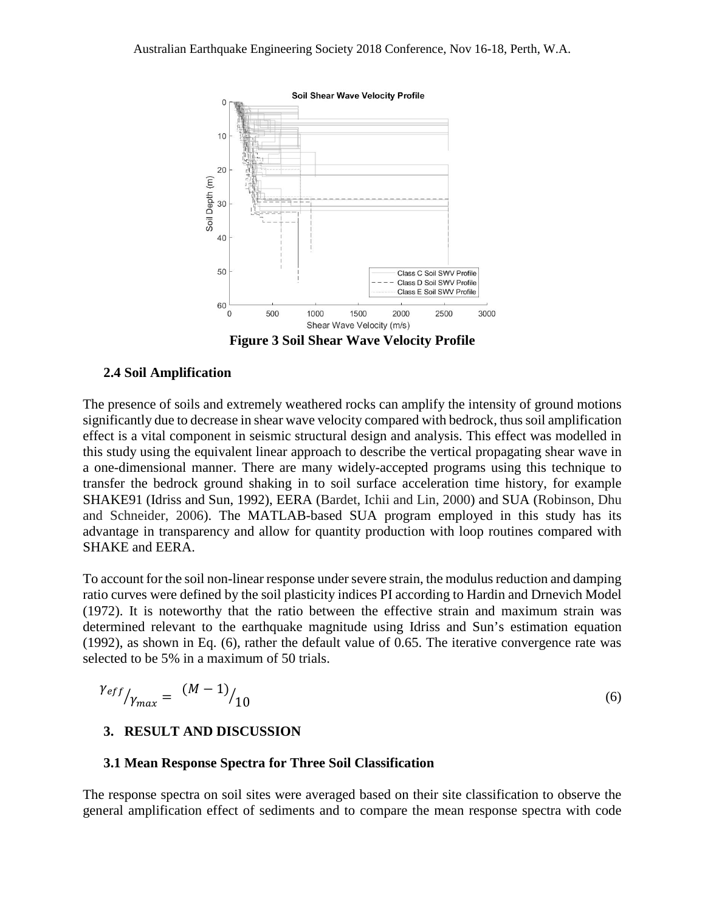**Figure 3 Soil Shear Wave Velocity Profile**

### 2.4 Soil Amplification

The presence of soils and extremely weathered rocks can amplify the intensity of ground motions significantly due to decrease in shear wave velocity compared with bedrock, thus soil amplification effect is a vital component in seismic structural design and analysis. This effect was modelled in this study using the equivalent linear approach to describe the vertical propagating shear wave in a one-dimensional manner. There are many widely-accepted programs using this technique to transfer the bedrock ground shaking in to soil surface acceleration time history, for example SHAKE91 (Idriss and Sun, 1992), EERA (Bardet, Ichii and Lin, 2000) and SUA (Robinson, Dhu and Schneider, 2006). The MATLAB-based SUA program employed in this study has its advantage in transparency and allow for quantity production with loop routines compared with SHAKE and EERA.

To account for the soil non-linear response under severe strain, the modulus reduction and damping ratio curves were defined by the soil plasticity indices PI according to Hardin and Drnevich Model (1972). It is noteworthy that the ratio between the effective strain and maximum strain was determined relevant to the earthquake magnitude using Idriss and Sun's estimation equation (1992), as shown in Eq. (6), rather the default value of 0.65. The iterative convergence rate was selected to be 5% in a maximum of 50 trials.

$$\gamma_{eff}/\gamma_{max} = (M-1)/10 \tag{6}$$

## 3. RESULT AND DISCUSSION

### 3.1 Mean Response Spectra for Three Soil Classification

The response spectra on soil sites were averaged based on their site classification to observe the general amplification effect of sediments and to compare the mean response spectra with code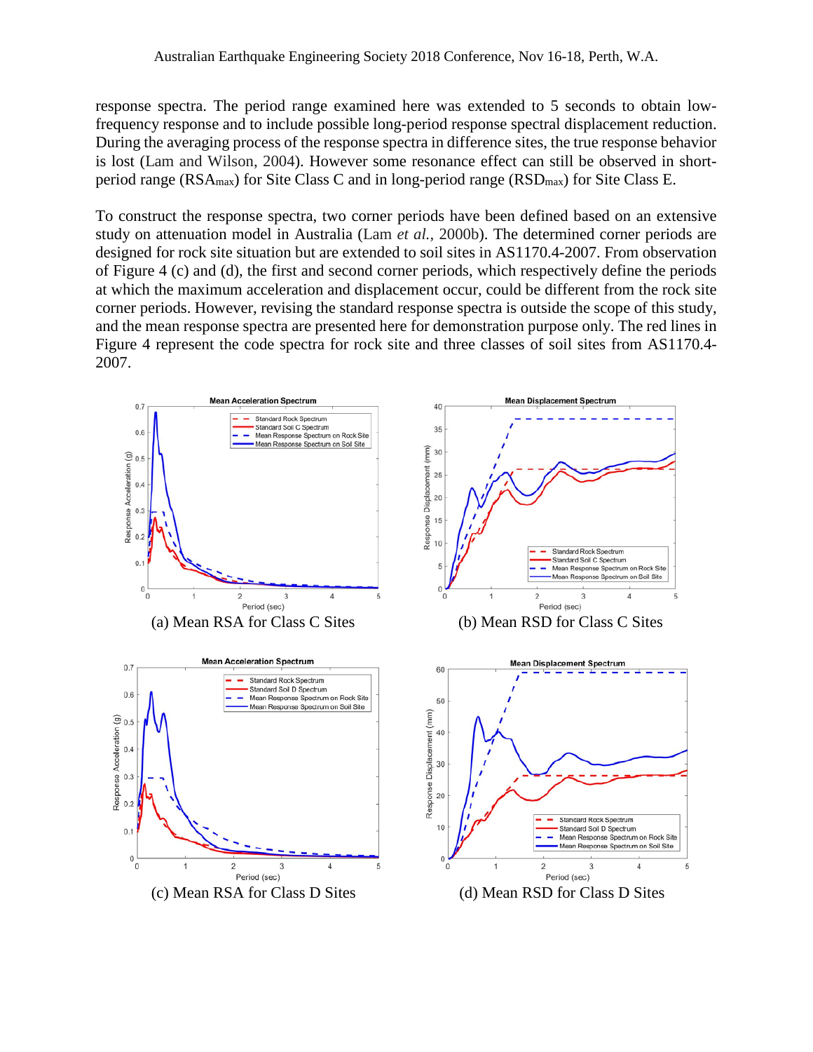response spectra. The period range examined here was extended to 5 seconds to obtain low-frequency response and to include possible long-period response spectral displacement reduction. During the averaging process of the response spectra in difference sites, the true response behavior is lost (Lam and Wilson, 2004). However some resonance effect can still be observed in short-period range ($RSA_{max}$) for Site Class C and in long-period range ($RSD_{max}$) for Site Class E.

To construct the response spectra, two corner periods have been defined based on an extensive study on attenuation model in Australia (Lam *et al.*, 2000b). The determined corner periods are designed for rock site situation but are extended to soil sites in AS1170.4-2007. From observation of Figure 4 (c) and (d), the first and second corner periods, which respectively define the periods at which the maximum acceleration and displacement occur, could be different from the rock site corner periods. However, revising the standard response spectra is outside the scope of this study, and the mean response spectra are presented here for demonstration purpose only. The red lines in Figure 4 represent the code spectra for rock site and three classes of soil sites from AS1170.4-2007.

(a) Mean RSA for Class C Sites

(b) Mean RSD for Class C Sites

(c) Mean RSA for Class D Sites

(d) Mean RSD for Class D Sites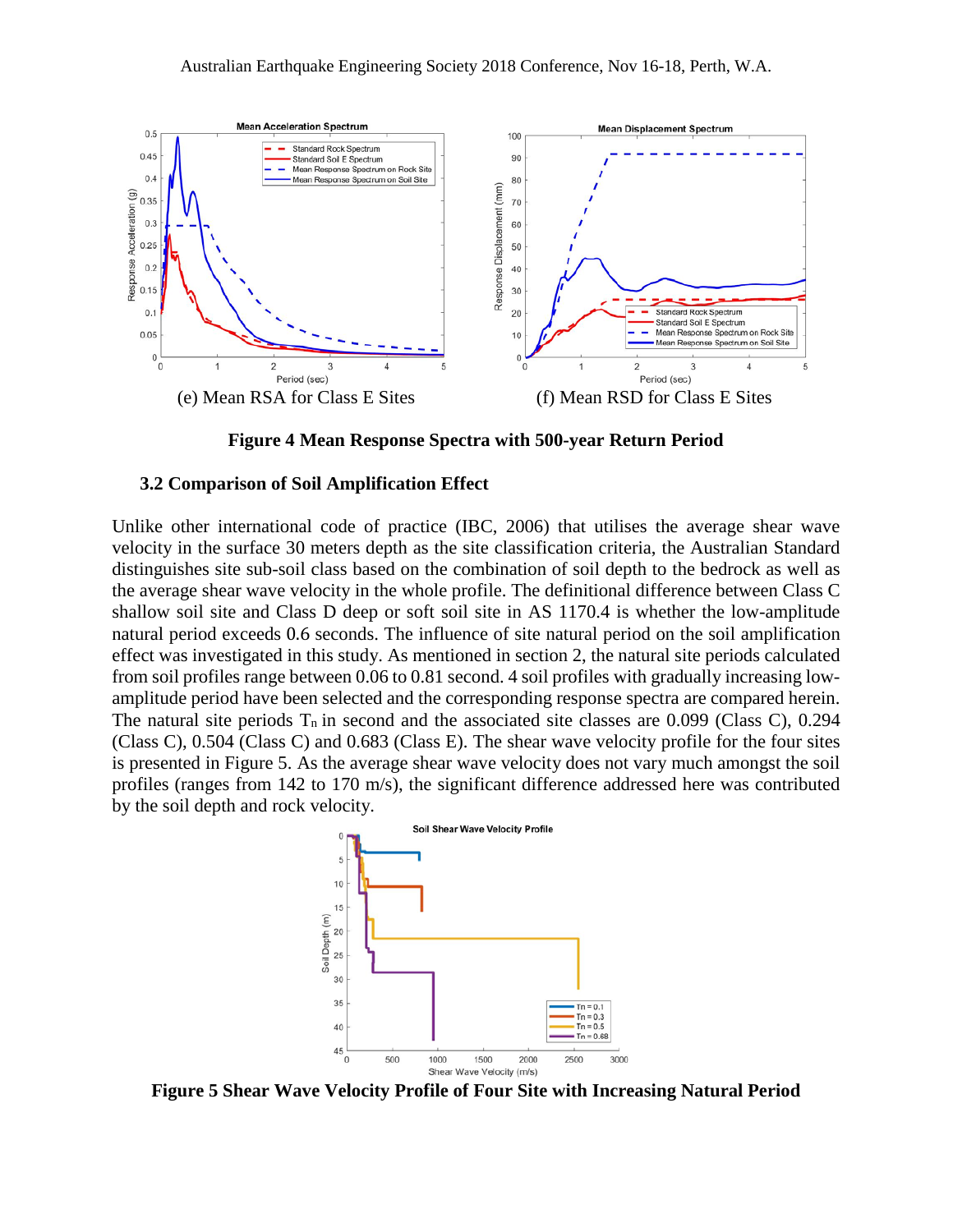(e) Mean RSA for Class E Sites

(f) Mean RSD for Class E Sites

**Figure 4 Mean Response Spectra with 500-year Return Period**

### 3.2 Comparison of Soil Amplification Effect

Unlike other international code of practice (IBC, 2006) that utilises the average shear wave velocity in the surface 30 meters depth as the site classification criteria, the Australian Standard distinguishes site sub-soil class based on the combination of soil depth to the bedrock as well as the average shear wave velocity in the whole profile. The definitional difference between Class C shallow soil site and Class D deep or soft soil site in AS 1170.4 is whether the low-amplitude natural period exceeds 0.6 seconds. The influence of site natural period on the soil amplification effect was investigated in this study. As mentioned in section 2, the natural site periods calculated from soil profiles range between 0.06 to 0.81 second. 4 soil profiles with gradually increasing low-amplitude period have been selected and the corresponding response spectra are compared herein. The natural site periods $T_n$ in second and the associated site classes are 0.099 (Class C), 0.294 (Class C), 0.504 (Class C) and 0.683 (Class E). The shear wave velocity profile for the four sites is presented in Figure 5. As the average shear wave velocity does not vary much amongst the soil profiles (ranges from 142 to 170 m/s), the significant difference addressed here was contributed by the soil depth and rock velocity.

**Figure 5 Shear Wave Velocity Profile of Four Site with Increasing Natural Period**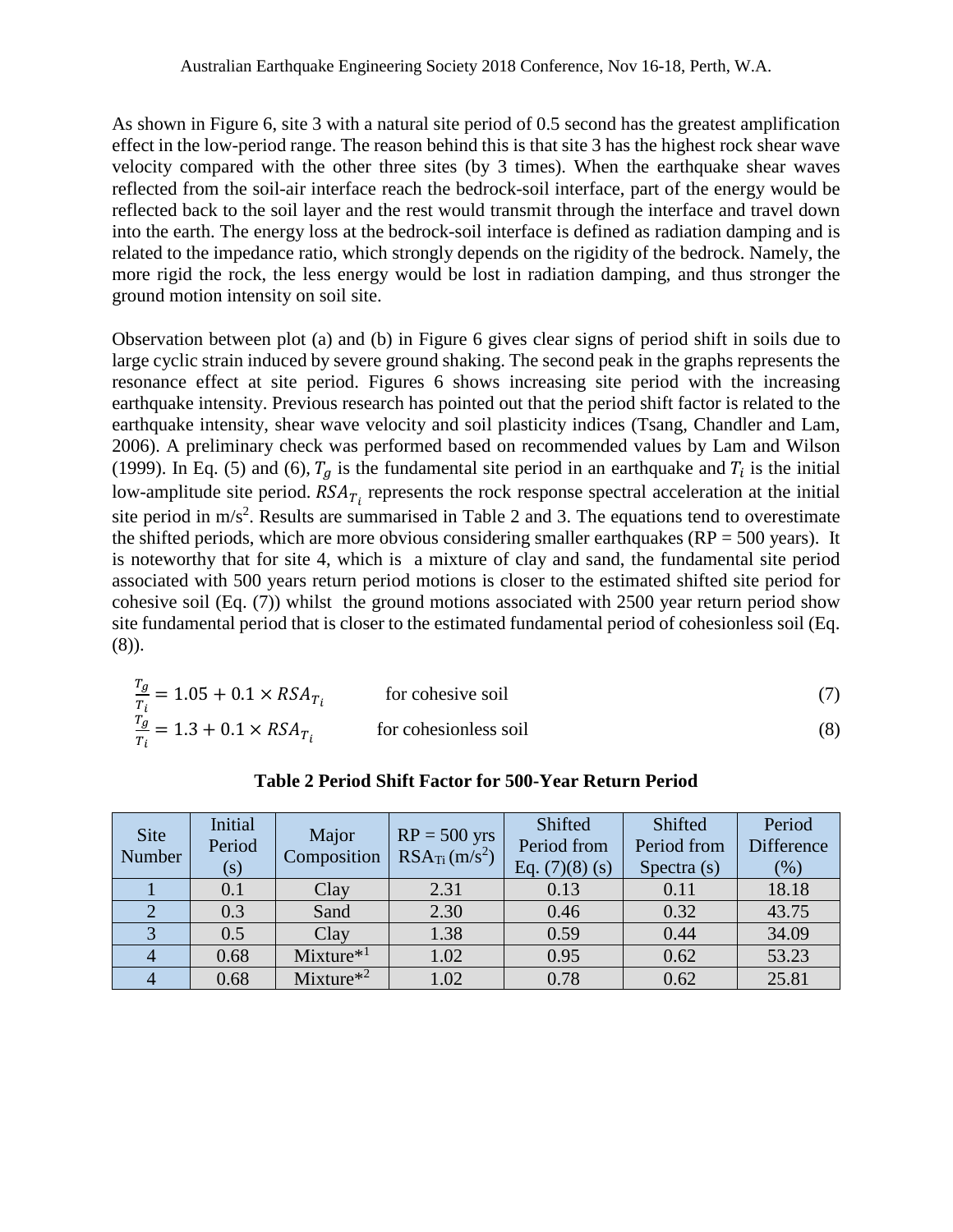As shown in Figure 6, site 3 with a natural site period of 0.5 second has the greatest amplification effect in the low-period range. The reason behind this is that site 3 has the highest rock shear wave velocity compared with the other three sites (by 3 times). When the earthquake shear waves reflected from the soil-air interface reach the bedrock-soil interface, part of the energy would be reflected back to the soil layer and the rest would transmit through the interface and travel down into the earth. The energy loss at the bedrock-soil interface is defined as radiation damping and is related to the impedance ratio, which strongly depends on the rigidity of the bedrock. Namely, the more rigid the rock, the less energy would be lost in radiation damping, and thus stronger the ground motion intensity on soil site.

Observation between plot (a) and (b) in Figure 6 gives clear signs of period shift in soils due to large cyclic strain induced by severe ground shaking. The second peak in the graphs represents the resonance effect at site period. Figures 6 shows increasing site period with the increasing earthquake intensity. Previous research has pointed out that the period shift factor is related to the earthquake intensity, shear wave velocity and soil plasticity indices (Tsang, Chandler and Lam, 2006). A preliminary check was performed based on recommended values by Lam and Wilson (1999). In Eq. (5) and (6), $T_g$ is the fundamental site period in an earthquake and $T_i$ is the initial low-amplitude site period. $RSA_{T_i}$ represents the rock response spectral acceleration at the initial site period in m/s$^2$. Results are summarised in Table 2 and 3. The equations tend to overestimate the shifted periods, which are more obvious considering smaller earthquakes (RP = 500 years). It is noteworthy that for site 4, which is a mixture of clay and sand, the fundamental site period associated with 500 years return period motions is closer to the estimated shifted site period for cohesive soil (Eq. (7)) whilst the ground motions associated with 2500 year return period show site fundamental period that is closer to the estimated fundamental period of cohesionless soil (Eq. (8)).

$$\frac{T_g}{T_i} = 1.05 + 0.1 \times RSA_{T_i} \qquad \text{for cohesive soil} \tag{7}$$

$$\frac{T_g}{T_i} = 1.3 + 0.1 \times RSA_{T_i} \qquad \text{for cohesionless soil} \tag{8}$$

**Table 2 Period Shift Factor for 500-Year Return Period**

| Site Number | Initial Period (s) | Major Composition | RP = 500 yrs $RSA_{Ti}$ (m/s$^2$) | Shifted Period from Eq. (7)(8) (s) | Shifted Period from Spectra (s) | Period Difference (%) |
|---|---|---|---|---|---|---|
| 1 | 0.1 | Clay | 2.31 | 0.13 | 0.11 | 18.18 |
| 2 | 0.3 | Sand | 2.30 | 0.46 | 0.32 | 43.75 |
| 3 | 0.5 | Clay | 1.38 | 0.59 | 0.44 | 34.09 |
| 4 | 0.68 | Mixture*[1] | 1.02 | 0.95 | 0.62 | 53.23 |
| 4 | 0.68 | Mixture*[2] | 1.02 | 0.78 | 0.62 | 25.81 |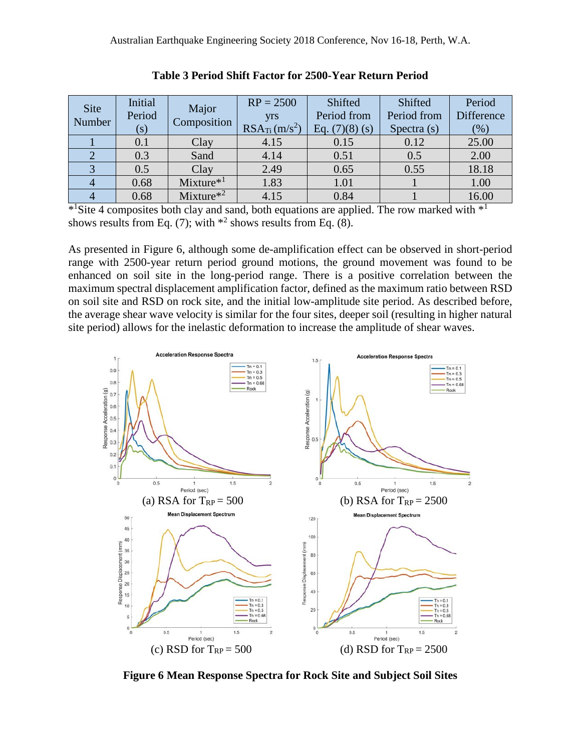**Table 3 Period Shift Factor for 2500-Year Return Period**

| Site Number | Initial Period (s) | Major Composition | RP = 2500 yrs $RSA_{Ti}$ ($m/s^2$) | Shifted Period from Eq. (7)(8) (s) | Shifted Period from Spectra (s) | Period Difference (%) |
|---|---|---|---|---|---|---|
| 1 | 0.1 | Clay | 4.15 | 0.15 | 0.12 | 25.00 |
| 2 | 0.3 | Sand | 4.14 | 0.51 | 0.5 | 2.00 |
| 3 | 0.5 | Clay | 2.49 | 0.65 | 0.55 | 18.18 |
| 4 | 0.68 | Mixture*[1] | 1.83 | 1.01 | 1 | 1.00 |
| 4 | 0.68 | Mixture*[2] | 4.15 | 0.84 | 1 | 16.00 |

*[1]Site 4 composites both clay and sand, both equations are applied. The row marked with *[1] shows results from Eq. (7); with *[2] shows results from Eq. (8).

As presented in Figure 6, although some de-amplification effect can be observed in short-period range with 2500-year return period ground motions, the ground movement was found to be enhanced on soil site in the long-period range. There is a positive correlation between the maximum spectral displacement amplification factor, defined as the maximum ratio between RSD on soil site and RSD on rock site, and the initial low-amplitude site period. As described before, the average shear wave velocity is similar for the four sites, deeper soil (resulting in higher natural site period) allows for the inelastic deformation to increase the amplitude of shear waves.

(a) RSA for $T_{RP} = 500$

(b) RSA for $T_{RP} = 2500$

(c) RSD for $T_{RP} = 500$

(d) RSD for $T_{RP} = 2500$

**Figure 6 Mean Response Spectra for Rock Site and Subject Soil Sites**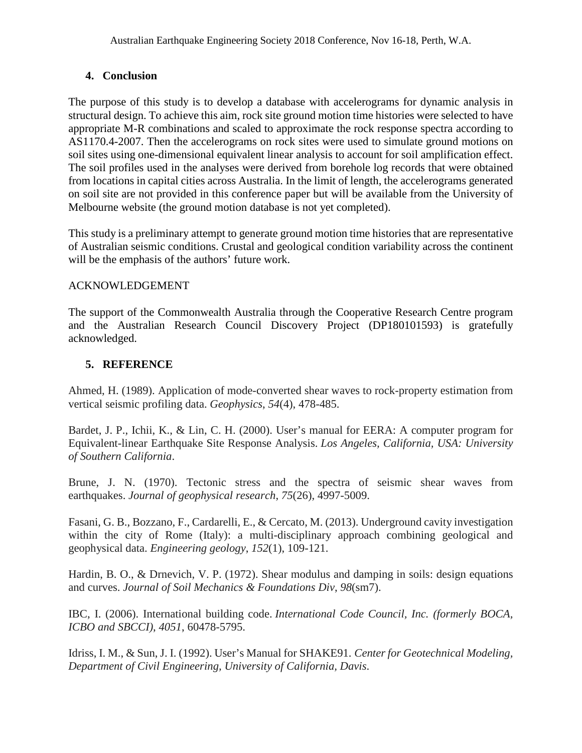## 4. Conclusion

The purpose of this study is to develop a database with accelerograms for dynamic analysis in structural design. To achieve this aim, rock site ground motion time histories were selected to have appropriate M-R combinations and scaled to approximate the rock response spectra according to AS1170.4-2007. Then the accelerograms on rock sites were used to simulate ground motions on soil sites using one-dimensional equivalent linear analysis to account for soil amplification effect. The soil profiles used in the analyses were derived from borehole log records that were obtained from locations in capital cities across Australia. In the limit of length, the accelerograms generated on soil site are not provided in this conference paper but will be available from the University of Melbourne website (the ground motion database is not yet completed).

This study is a preliminary attempt to generate ground motion time histories that are representative of Australian seismic conditions. Crustal and geological condition variability across the continent will be the emphasis of the authors' future work.

ACKNOWLEDGEMENT

The support of the Commonwealth Australia through the Cooperative Research Centre program and the Australian Research Council Discovery Project (DP180101593) is gratefully acknowledged.

## 5. REFERENCE

Ahmed, H. (1989). Application of mode-converted shear waves to rock-property estimation from vertical seismic profiling data. *Geophysics*, *54*(4), 478-485.

Bardet, J. P., Ichii, K., & Lin, C. H. (2000). User's manual for EERA: A computer program for Equivalent-linear Earthquake Site Response Analysis. *Los Angeles, California, USA: University of Southern California*.

Brune, J. N. (1970). Tectonic stress and the spectra of seismic shear waves from earthquakes. *Journal of geophysical research*, *75*(26), 4997-5009.

Fasani, G. B., Bozzano, F., Cardarelli, E., & Cercato, M. (2013). Underground cavity investigation within the city of Rome (Italy): a multi-disciplinary approach combining geological and geophysical data. *Engineering geology*, *152*(1), 109-121.

Hardin, B. O., & Drnevich, V. P. (1972). Shear modulus and damping in soils: design equations and curves. *Journal of Soil Mechanics & Foundations Div*, *98*(sm7).

IBC, I. (2006). International building code. *International Code Council, Inc. (formerly BOCA, ICBO and SBCCI)*, *4051*, 60478-5795.

Idriss, I. M., & Sun, J. I. (1992). User's Manual for SHAKE91. *Center for Geotechnical Modeling, Department of Civil Engineering, University of California, Davis*.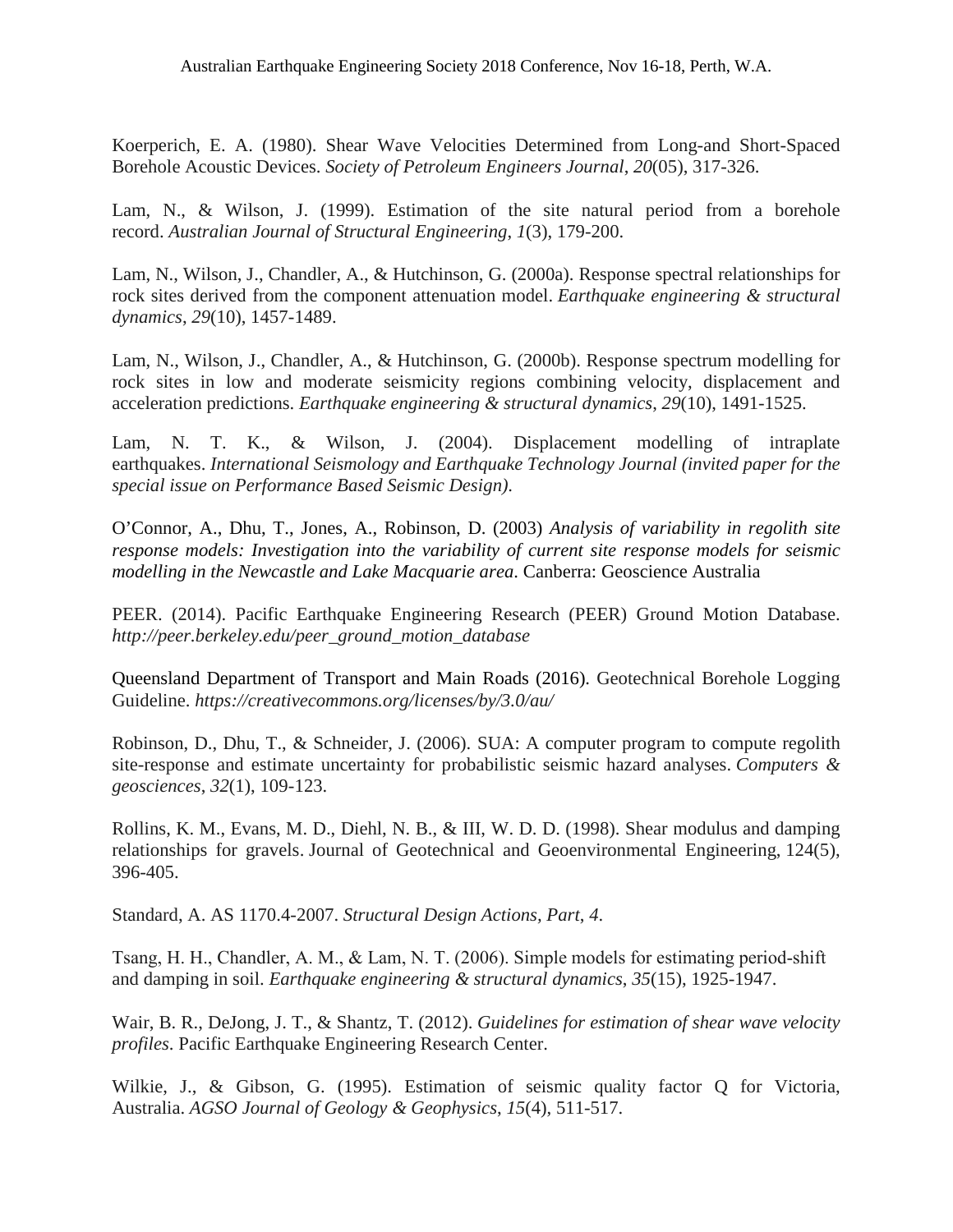Koerperich, E. A. (1980). Shear Wave Velocities Determined from Long-and Short-Spaced Borehole Acoustic Devices. *Society of Petroleum Engineers Journal*, *20*(05), 317-326.

Lam, N., & Wilson, J. (1999). Estimation of the site natural period from a borehole record. *Australian Journal of Structural Engineering*, *1*(3), 179-200.

Lam, N., Wilson, J., Chandler, A., & Hutchinson, G. (2000a). Response spectral relationships for rock sites derived from the component attenuation model. *Earthquake engineering & structural dynamics*, *29*(10), 1457-1489.

Lam, N., Wilson, J., Chandler, A., & Hutchinson, G. (2000b). Response spectrum modelling for rock sites in low and moderate seismicity regions combining velocity, displacement and acceleration predictions. *Earthquake engineering & structural dynamics*, *29*(10), 1491-1525.

Lam, N. T. K., & Wilson, J. (2004). Displacement modelling of intraplate earthquakes. *International Seismology and Earthquake Technology Journal (invited paper for the special issue on Performance Based Seismic Design).*

O'Connor, A., Dhu, T., Jones, A., Robinson, D. (2003) *Analysis of variability in regolith site response models: Investigation into the variability of current site response models for seismic modelling in the Newcastle and Lake Macquarie area*. Canberra: Geoscience Australia

PEER. (2014). Pacific Earthquake Engineering Research (PEER) Ground Motion Database. *http://peer.berkeley.edu/peer_ground_motion_database*

Queensland Department of Transport and Main Roads (2016). Geotechnical Borehole Logging Guideline. *https://creativecommons.org/licenses/by/3.0/au/*

Robinson, D., Dhu, T., & Schneider, J. (2006). SUA: A computer program to compute regolith site-response and estimate uncertainty for probabilistic seismic hazard analyses. *Computers & geosciences*, *32*(1), 109-123.

Rollins, K. M., Evans, M. D., Diehl, N. B., & III, W. D. D. (1998). Shear modulus and damping relationships for gravels. Journal of Geotechnical and Geoenvironmental Engineering, 124(5), 396-405.

Standard, A. AS 1170.4-2007. *Structural Design Actions, Part, 4*.

Tsang, H. H., Chandler, A. M., & Lam, N. T. (2006). Simple models for estimating period-shift and damping in soil. *Earthquake engineering & structural dynamics*, *35*(15), 1925-1947.

Wair, B. R., DeJong, J. T., & Shantz, T. (2012). *Guidelines for estimation of shear wave velocity profiles*. Pacific Earthquake Engineering Research Center.

Wilkie, J., & Gibson, G. (1995). Estimation of seismic quality factor Q for Victoria, Australia. *AGSO Journal of Geology & Geophysics*, *15*(4), 511-517.